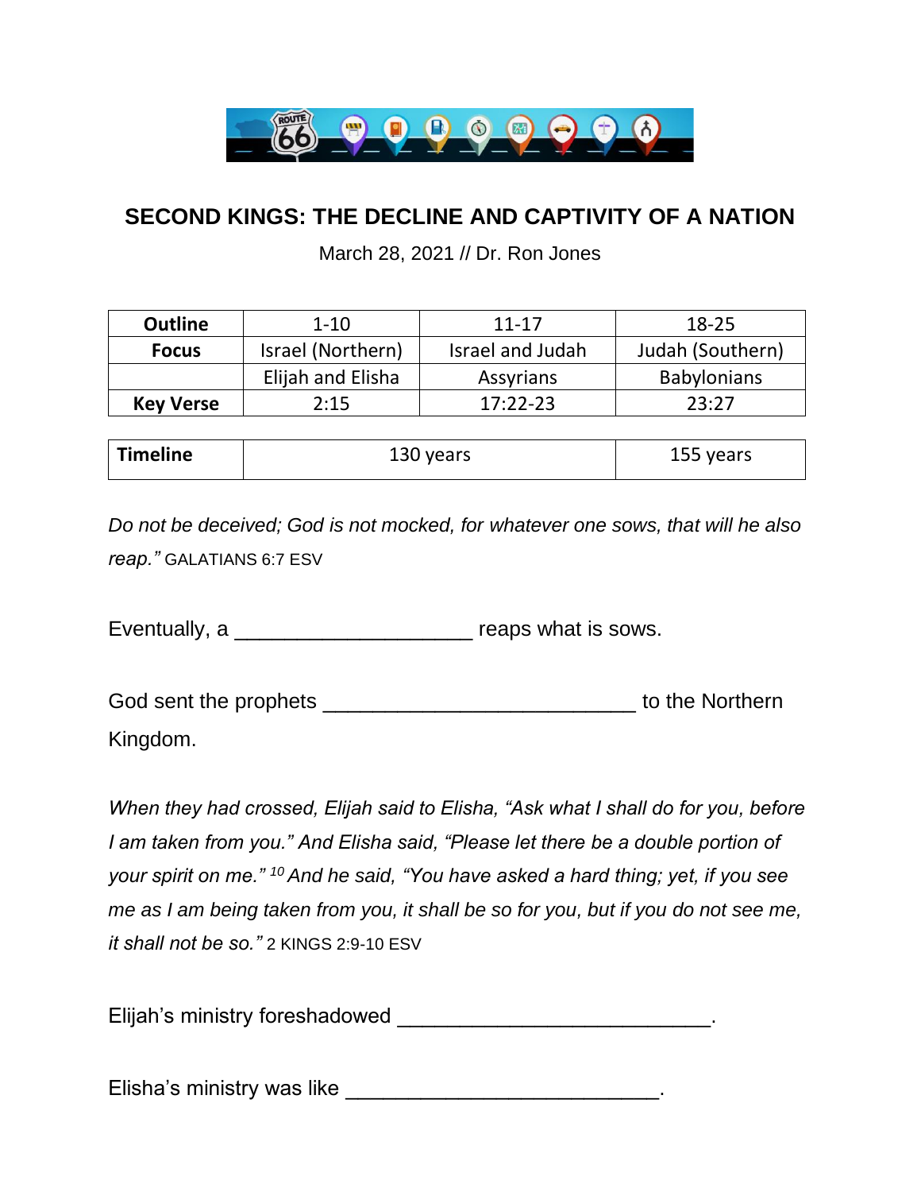## SECOND KINGS: THE DECLINE AND CAPTIVITY OF A NATION

March 28, 2021 // Dr. Ron Jones

| Outline | 1-10 | 11-17 | 18-25 |
|---|---|---|---|
| Focus | Israel (Northern) | Israel and Judah | Judah (Southern) |
| | Elijah and Elisha | Assyrians | Babylonians |
| Key Verse | 2:15 | 17:22-23 | 23:27 |
| Timeline | 130 years | | 155 years |

*Do not be deceived; God is not mocked, for whatever one sows, that will he also reap."* GALATIANS 6:7 ESV

Eventually, a ____________________ reaps what is sows.

God sent the prophets __________________________ to the Northern Kingdom.

*When they had crossed, Elijah said to Elisha, "Ask what I shall do for you, before I am taken from you." And Elisha said, "Please let there be a double portion of your spirit on me."* [10] *And he said, "You have asked a hard thing; yet, if you see me as I am being taken from you, it shall be so for you, but if you do not see me, it shall not be so."* 2 KINGS 2:9-10 ESV

Elijah's ministry foreshadowed __________________________.

Elisha's ministry was like __________________________.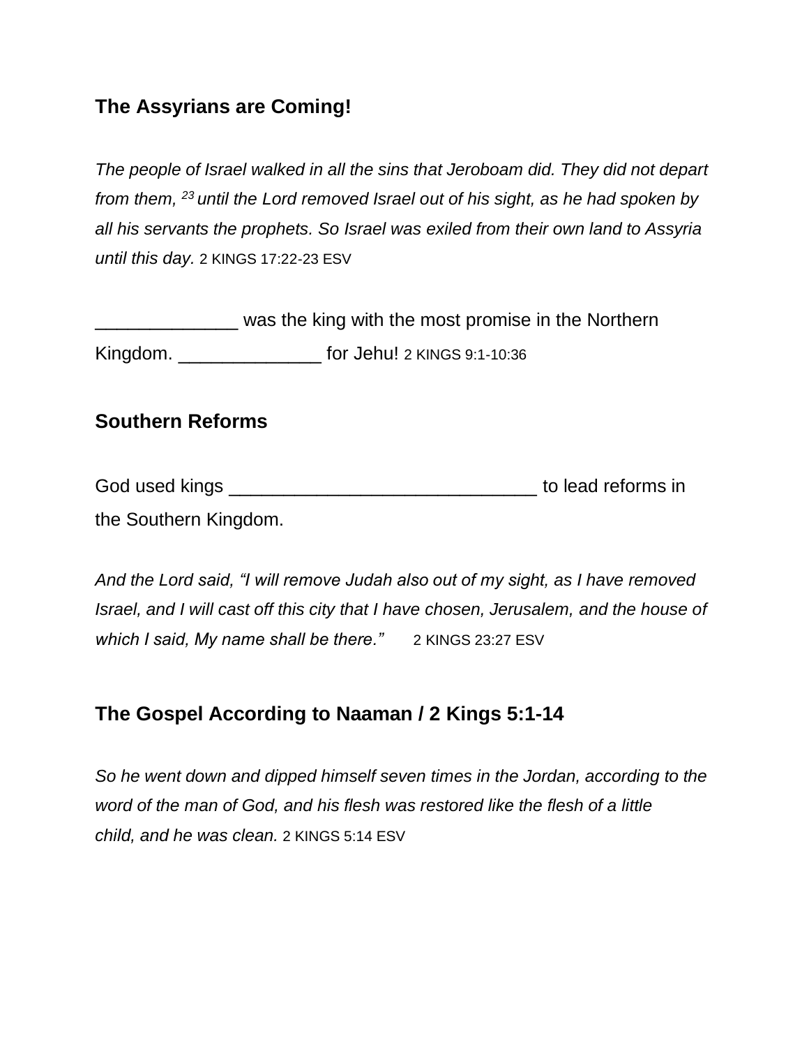### The Assyrians are Coming!

*The people of Israel walked in all the sins that Jeroboam did. They did not depart from them, [23] until the Lord removed Israel out of his sight, as he had spoken by all his servants the prophets. So Israel was exiled from their own land to Assyria until this day.* 2 KINGS 17:22-23 ESV

_____________ was the king with the most promise in the Northern Kingdom. _____________ for Jehu! 2 KINGS 9:1-10:36

### Southern Reforms

God used kings ____________________________ to lead reforms in the Southern Kingdom.

*And the Lord said, "I will remove Judah also out of my sight, as I have removed Israel, and I will cast off this city that I have chosen, Jerusalem, and the house of which I said, My name shall be there."* 2 KINGS 23:27 ESV

### The Gospel According to Naaman / 2 Kings 5:1-14

*So he went down and dipped himself seven times in the Jordan, according to the word of the man of God, and his flesh was restored like the flesh of a little child, and he was clean.* 2 KINGS 5:14 ESV